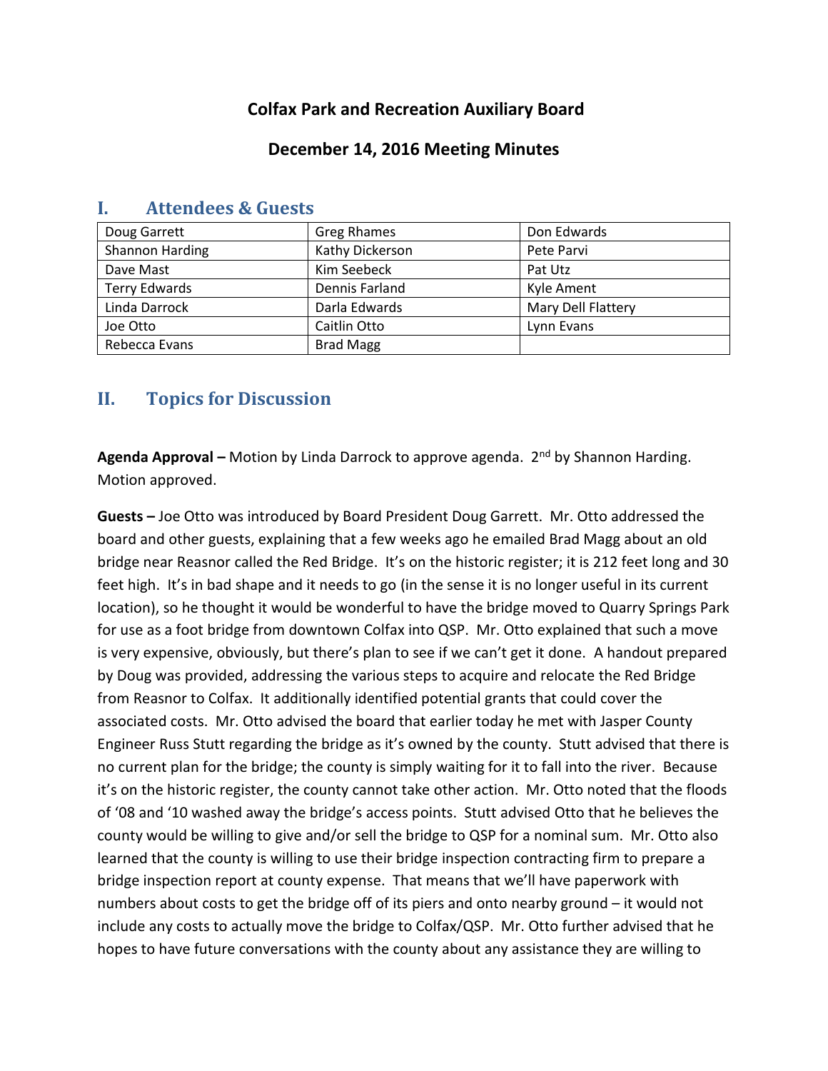# Colfax Park and Recreation Auxiliary Board

## December 14, 2016 Meeting Minutes

## I. Attendees & Guests

| | | |
|---|---|---|
| Doug Garrett | Greg Rhames | Don Edwards |
| Shannon Harding | Kathy Dickerson | Pete Parvi |
| Dave Mast | Kim Seebeck | Pat Utz |
| Terry Edwards | Dennis Farland | Kyle Ament |
| Linda Darrock | Darla Edwards | Mary Dell Flattery |
| Joe Otto | Caitlin Otto | Lynn Evans |
| Rebecca Evans | Brad Magg | |

## II. Topics for Discussion

**Agenda Approval –** Motion by Linda Darrock to approve agenda. 2nd by Shannon Harding. Motion approved.

**Guests –** Joe Otto was introduced by Board President Doug Garrett. Mr. Otto addressed the board and other guests, explaining that a few weeks ago he emailed Brad Magg about an old bridge near Reasnor called the Red Bridge. It's on the historic register; it is 212 feet long and 30 feet high. It's in bad shape and it needs to go (in the sense it is no longer useful in its current location), so he thought it would be wonderful to have the bridge moved to Quarry Springs Park for use as a foot bridge from downtown Colfax into QSP. Mr. Otto explained that such a move is very expensive, obviously, but there's plan to see if we can't get it done. A handout prepared by Doug was provided, addressing the various steps to acquire and relocate the Red Bridge from Reasnor to Colfax. It additionally identified potential grants that could cover the associated costs. Mr. Otto advised the board that earlier today he met with Jasper County Engineer Russ Stutt regarding the bridge as it's owned by the county. Stutt advised that there is no current plan for the bridge; the county is simply waiting for it to fall into the river. Because it's on the historic register, the county cannot take other action. Mr. Otto noted that the floods of '08 and '10 washed away the bridge's access points. Stutt advised Otto that he believes the county would be willing to give and/or sell the bridge to QSP for a nominal sum. Mr. Otto also learned that the county is willing to use their bridge inspection contracting firm to prepare a bridge inspection report at county expense. That means that we'll have paperwork with numbers about costs to get the bridge off of its piers and onto nearby ground – it would not include any costs to actually move the bridge to Colfax/QSP. Mr. Otto further advised that he hopes to have future conversations with the county about any assistance they are willing to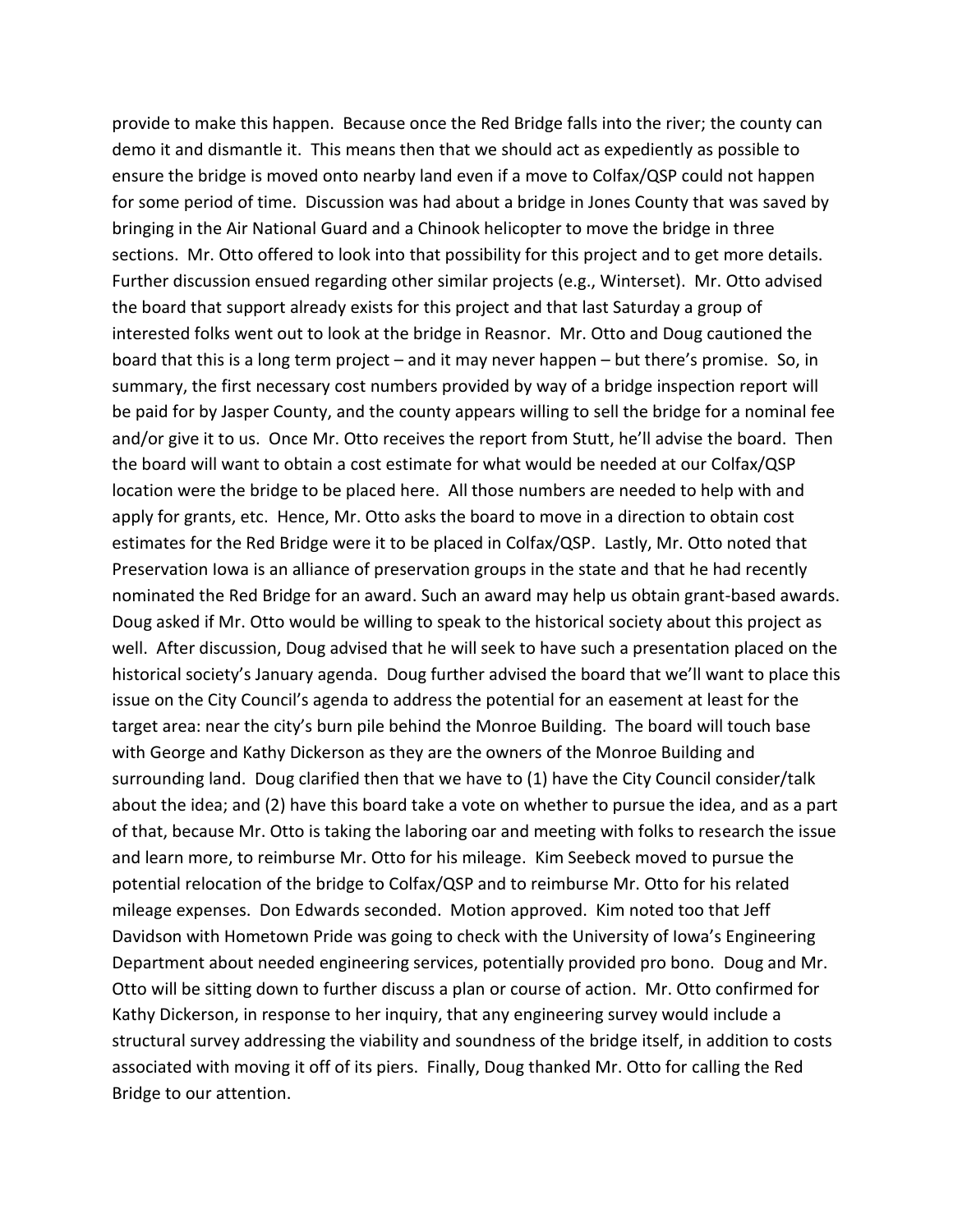provide to make this happen. Because once the Red Bridge falls into the river; the county can demo it and dismantle it. This means then that we should act as expediently as possible to ensure the bridge is moved onto nearby land even if a move to Colfax/QSP could not happen for some period of time. Discussion was had about a bridge in Jones County that was saved by bringing in the Air National Guard and a Chinook helicopter to move the bridge in three sections. Mr. Otto offered to look into that possibility for this project and to get more details. Further discussion ensued regarding other similar projects (e.g., Winterset). Mr. Otto advised the board that support already exists for this project and that last Saturday a group of interested folks went out to look at the bridge in Reasnor. Mr. Otto and Doug cautioned the board that this is a long term project – and it may never happen – but there's promise. So, in summary, the first necessary cost numbers provided by way of a bridge inspection report will be paid for by Jasper County, and the county appears willing to sell the bridge for a nominal fee and/or give it to us. Once Mr. Otto receives the report from Stutt, he'll advise the board. Then the board will want to obtain a cost estimate for what would be needed at our Colfax/QSP location were the bridge to be placed here. All those numbers are needed to help with and apply for grants, etc. Hence, Mr. Otto asks the board to move in a direction to obtain cost estimates for the Red Bridge were it to be placed in Colfax/QSP. Lastly, Mr. Otto noted that Preservation Iowa is an alliance of preservation groups in the state and that he had recently nominated the Red Bridge for an award. Such an award may help us obtain grant-based awards. Doug asked if Mr. Otto would be willing to speak to the historical society about this project as well. After discussion, Doug advised that he will seek to have such a presentation placed on the historical society's January agenda. Doug further advised the board that we'll want to place this issue on the City Council's agenda to address the potential for an easement at least for the target area: near the city's burn pile behind the Monroe Building. The board will touch base with George and Kathy Dickerson as they are the owners of the Monroe Building and surrounding land. Doug clarified then that we have to (1) have the City Council consider/talk about the idea; and (2) have this board take a vote on whether to pursue the idea, and as a part of that, because Mr. Otto is taking the laboring oar and meeting with folks to research the issue and learn more, to reimburse Mr. Otto for his mileage. Kim Seebeck moved to pursue the potential relocation of the bridge to Colfax/QSP and to reimburse Mr. Otto for his related mileage expenses. Don Edwards seconded. Motion approved. Kim noted too that Jeff Davidson with Hometown Pride was going to check with the University of Iowa's Engineering Department about needed engineering services, potentially provided pro bono. Doug and Mr. Otto will be sitting down to further discuss a plan or course of action. Mr. Otto confirmed for Kathy Dickerson, in response to her inquiry, that any engineering survey would include a structural survey addressing the viability and soundness of the bridge itself, in addition to costs associated with moving it off of its piers. Finally, Doug thanked Mr. Otto for calling the Red Bridge to our attention.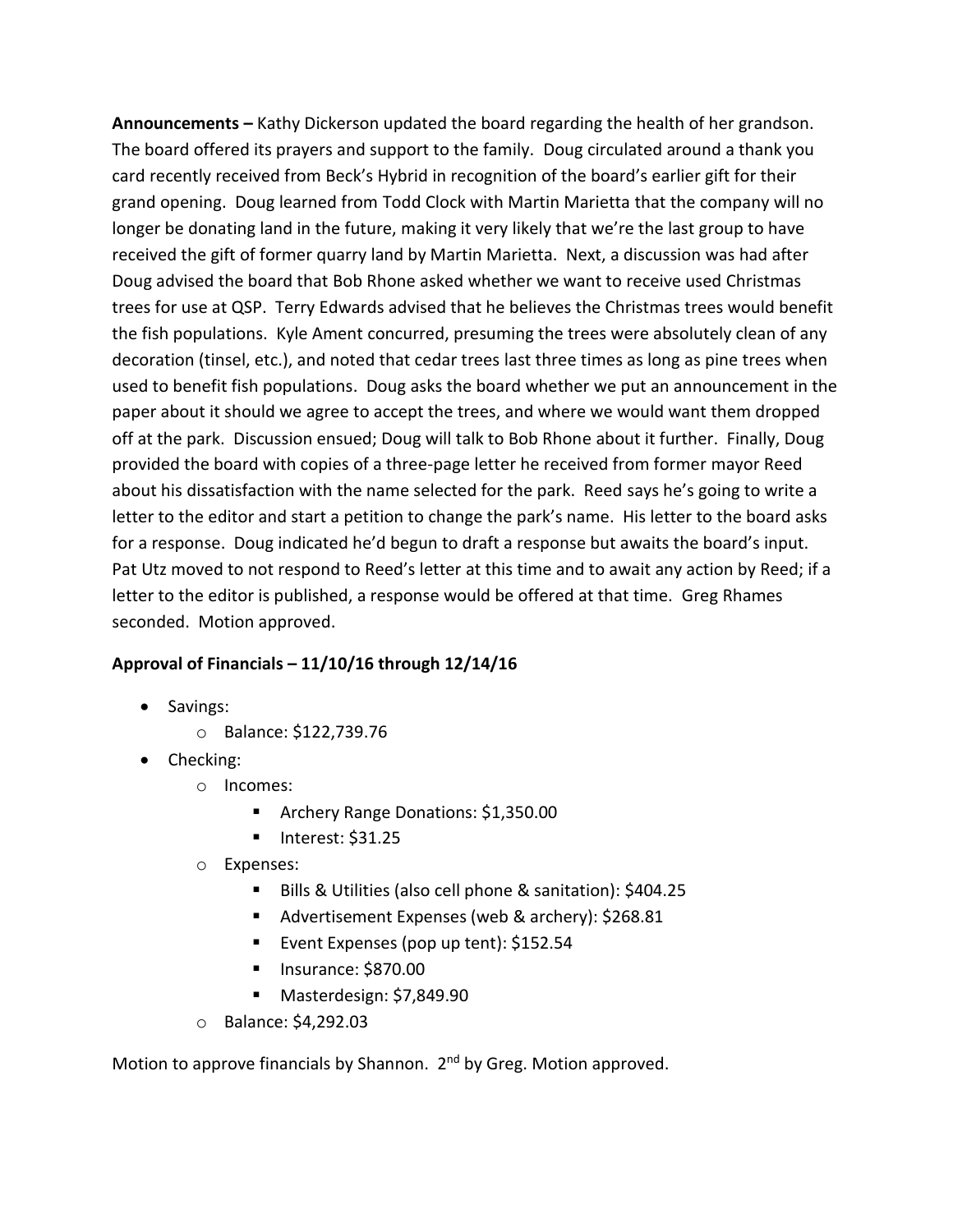**Announcements –** Kathy Dickerson updated the board regarding the health of her grandson. The board offered its prayers and support to the family. Doug circulated around a thank you card recently received from Beck's Hybrid in recognition of the board's earlier gift for their grand opening. Doug learned from Todd Clock with Martin Marietta that the company will no longer be donating land in the future, making it very likely that we're the last group to have received the gift of former quarry land by Martin Marietta. Next, a discussion was had after Doug advised the board that Bob Rhone asked whether we want to receive used Christmas trees for use at QSP. Terry Edwards advised that he believes the Christmas trees would benefit the fish populations. Kyle Ament concurred, presuming the trees were absolutely clean of any decoration (tinsel, etc.), and noted that cedar trees last three times as long as pine trees when used to benefit fish populations. Doug asks the board whether we put an announcement in the paper about it should we agree to accept the trees, and where we would want them dropped off at the park. Discussion ensued; Doug will talk to Bob Rhone about it further. Finally, Doug provided the board with copies of a three-page letter he received from former mayor Reed about his dissatisfaction with the name selected for the park. Reed says he's going to write a letter to the editor and start a petition to change the park's name. His letter to the board asks for a response. Doug indicated he'd begun to draft a response but awaits the board's input. Pat Utz moved to not respond to Reed's letter at this time and to await any action by Reed; if a letter to the editor is published, a response would be offered at that time. Greg Rhames seconded. Motion approved.

**Approval of Financials – 11/10/16 through 12/14/16**

- Savings:
  - Balance: $122,739.76
- Checking:
  - Incomes:
    - Archery Range Donations: $1,350.00
    - Interest: $31.25
  - Expenses:
    - Bills & Utilities (also cell phone & sanitation): $404.25
    - Advertisement Expenses (web & archery): $268.81
    - Event Expenses (pop up tent): $152.54
    - Insurance: $870.00
    - Masterdesign: $7,849.90
  - Balance: $4,292.03

Motion to approve financials by Shannon. 2nd by Greg. Motion approved.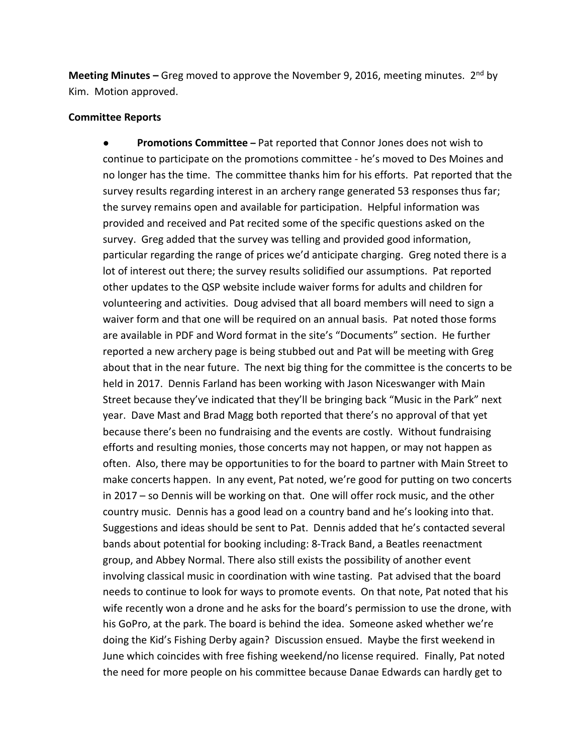**Meeting Minutes –** Greg moved to approve the November 9, 2016, meeting minutes. 2nd by Kim. Motion approved.

**Committee Reports**

- **Promotions Committee –** Pat reported that Connor Jones does not wish to continue to participate on the promotions committee - he's moved to Des Moines and no longer has the time. The committee thanks him for his efforts. Pat reported that the survey results regarding interest in an archery range generated 53 responses thus far; the survey remains open and available for participation. Helpful information was provided and received and Pat recited some of the specific questions asked on the survey. Greg added that the survey was telling and provided good information, particular regarding the range of prices we'd anticipate charging. Greg noted there is a lot of interest out there; the survey results solidified our assumptions. Pat reported other updates to the QSP website include waiver forms for adults and children for volunteering and activities. Doug advised that all board members will need to sign a waiver form and that one will be required on an annual basis. Pat noted those forms are available in PDF and Word format in the site's "Documents" section. He further reported a new archery page is being stubbed out and Pat will be meeting with Greg about that in the near future. The next big thing for the committee is the concerts to be held in 2017. Dennis Farland has been working with Jason Niceswanger with Main Street because they've indicated that they'll be bringing back "Music in the Park" next year. Dave Mast and Brad Magg both reported that there's no approval of that yet because there's been no fundraising and the events are costly. Without fundraising efforts and resulting monies, those concerts may not happen, or may not happen as often. Also, there may be opportunities to for the board to partner with Main Street to make concerts happen. In any event, Pat noted, we're good for putting on two concerts in 2017 – so Dennis will be working on that. One will offer rock music, and the other country music. Dennis has a good lead on a country band and he's looking into that. Suggestions and ideas should be sent to Pat. Dennis added that he's contacted several bands about potential for booking including: 8-Track Band, a Beatles reenactment group, and Abbey Normal. There also still exists the possibility of another event involving classical music in coordination with wine tasting. Pat advised that the board needs to continue to look for ways to promote events. On that note, Pat noted that his wife recently won a drone and he asks for the board's permission to use the drone, with his GoPro, at the park. The board is behind the idea. Someone asked whether we're doing the Kid's Fishing Derby again? Discussion ensued. Maybe the first weekend in June which coincides with free fishing weekend/no license required. Finally, Pat noted the need for more people on his committee because Danae Edwards can hardly get to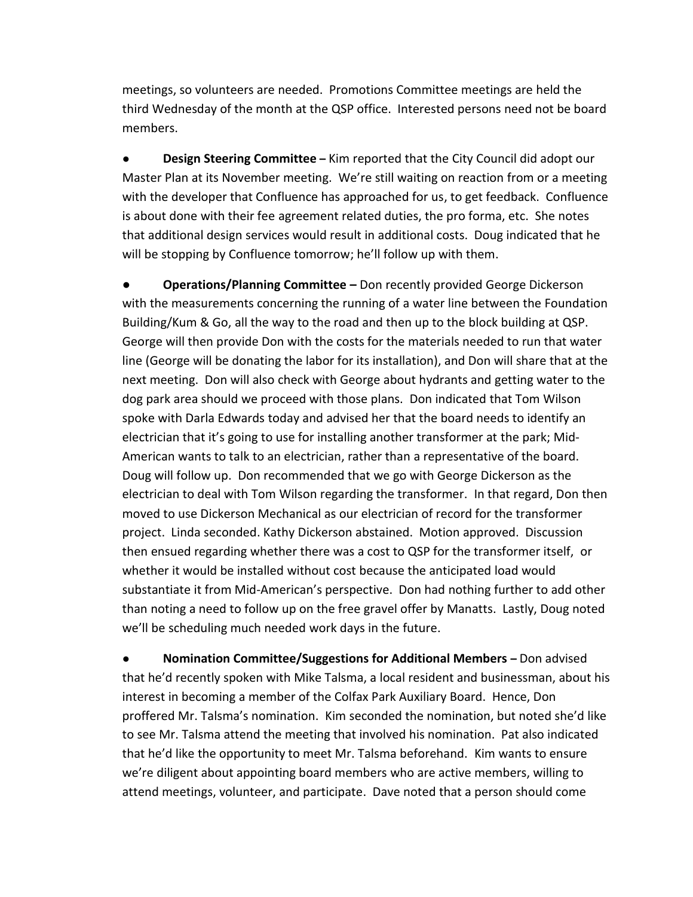meetings, so volunteers are needed. Promotions Committee meetings are held the third Wednesday of the month at the QSP office. Interested persons need not be board members.

- **Design Steering Committee –** Kim reported that the City Council did adopt our Master Plan at its November meeting. We're still waiting on reaction from or a meeting with the developer that Confluence has approached for us, to get feedback. Confluence is about done with their fee agreement related duties, the pro forma, etc. She notes that additional design services would result in additional costs. Doug indicated that he will be stopping by Confluence tomorrow; he'll follow up with them.

- **Operations/Planning Committee –** Don recently provided George Dickerson with the measurements concerning the running of a water line between the Foundation Building/Kum & Go, all the way to the road and then up to the block building at QSP. George will then provide Don with the costs for the materials needed to run that water line (George will be donating the labor for its installation), and Don will share that at the next meeting. Don will also check with George about hydrants and getting water to the dog park area should we proceed with those plans. Don indicated that Tom Wilson spoke with Darla Edwards today and advised her that the board needs to identify an electrician that it's going to use for installing another transformer at the park; Mid-American wants to talk to an electrician, rather than a representative of the board. Doug will follow up. Don recommended that we go with George Dickerson as the electrician to deal with Tom Wilson regarding the transformer. In that regard, Don then moved to use Dickerson Mechanical as our electrician of record for the transformer project. Linda seconded. Kathy Dickerson abstained. Motion approved. Discussion then ensued regarding whether there was a cost to QSP for the transformer itself, or whether it would be installed without cost because the anticipated load would substantiate it from Mid-American's perspective. Don had nothing further to add other than noting a need to follow up on the free gravel offer by Manatts. Lastly, Doug noted we'll be scheduling much needed work days in the future.

- **Nomination Committee/Suggestions for Additional Members –** Don advised that he'd recently spoken with Mike Talsma, a local resident and businessman, about his interest in becoming a member of the Colfax Park Auxiliary Board. Hence, Don proffered Mr. Talsma's nomination. Kim seconded the nomination, but noted she'd like to see Mr. Talsma attend the meeting that involved his nomination. Pat also indicated that he'd like the opportunity to meet Mr. Talsma beforehand. Kim wants to ensure we're diligent about appointing board members who are active members, willing to attend meetings, volunteer, and participate. Dave noted that a person should come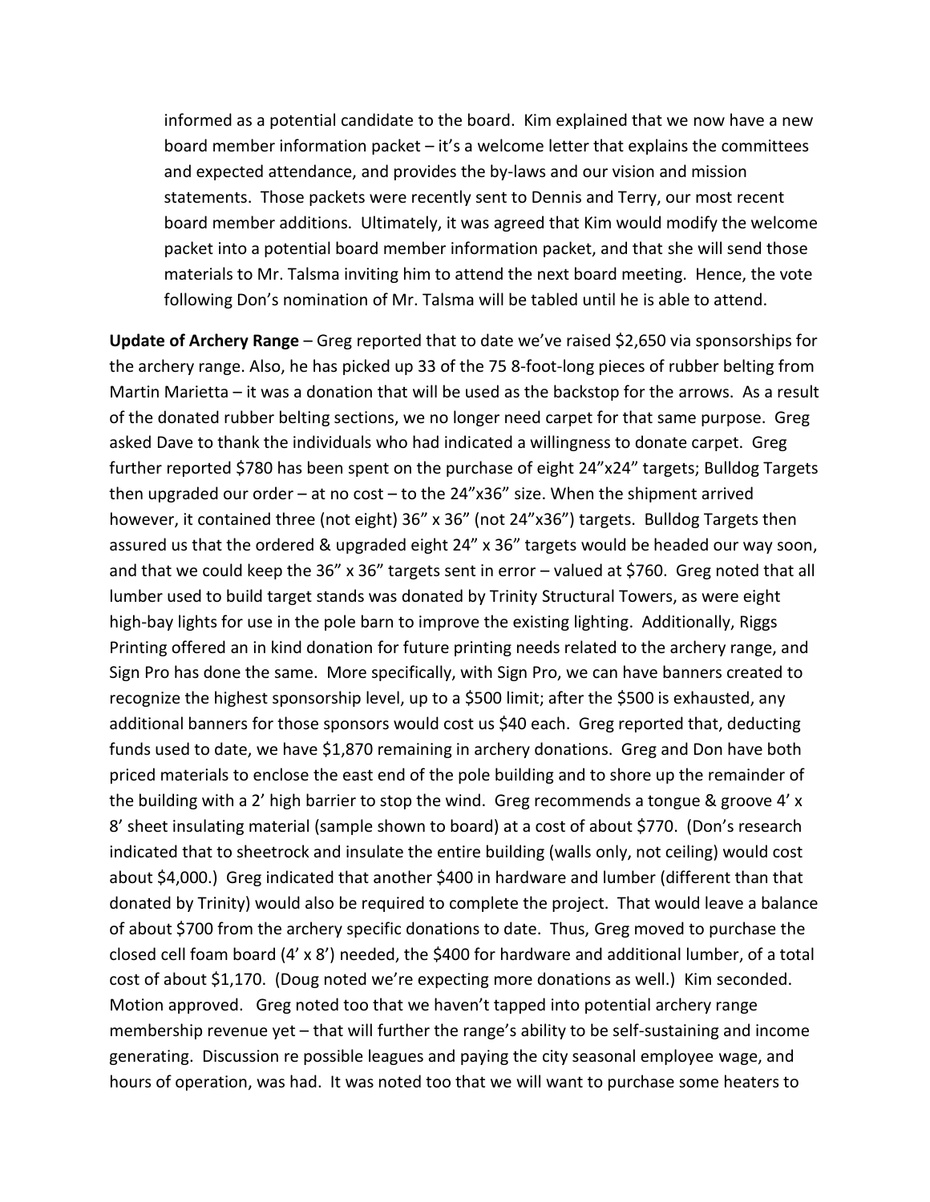informed as a potential candidate to the board. Kim explained that we now have a new board member information packet – it's a welcome letter that explains the committees and expected attendance, and provides the by-laws and our vision and mission statements. Those packets were recently sent to Dennis and Terry, our most recent board member additions. Ultimately, it was agreed that Kim would modify the welcome packet into a potential board member information packet, and that she will send those materials to Mr. Talsma inviting him to attend the next board meeting. Hence, the vote following Don's nomination of Mr. Talsma will be tabled until he is able to attend.

**Update of Archery Range** – Greg reported that to date we've raised $2,650 via sponsorships for the archery range. Also, he has picked up 33 of the 75 8-foot-long pieces of rubber belting from Martin Marietta – it was a donation that will be used as the backstop for the arrows. As a result of the donated rubber belting sections, we no longer need carpet for that same purpose. Greg asked Dave to thank the individuals who had indicated a willingness to donate carpet. Greg further reported $780 has been spent on the purchase of eight 24"x24" targets; Bulldog Targets then upgraded our order – at no cost – to the 24"x36" size. When the shipment arrived however, it contained three (not eight) 36" x 36" (not 24"x36") targets. Bulldog Targets then assured us that the ordered & upgraded eight 24" x 36" targets would be headed our way soon, and that we could keep the 36" x 36" targets sent in error – valued at $760. Greg noted that all lumber used to build target stands was donated by Trinity Structural Towers, as were eight high-bay lights for use in the pole barn to improve the existing lighting. Additionally, Riggs Printing offered an in kind donation for future printing needs related to the archery range, and Sign Pro has done the same. More specifically, with Sign Pro, we can have banners created to recognize the highest sponsorship level, up to a $500 limit; after the $500 is exhausted, any additional banners for those sponsors would cost us $40 each. Greg reported that, deducting funds used to date, we have $1,870 remaining in archery donations. Greg and Don have both priced materials to enclose the east end of the pole building and to shore up the remainder of the building with a 2' high barrier to stop the wind. Greg recommends a tongue & groove 4' x 8' sheet insulating material (sample shown to board) at a cost of about $770. (Don's research indicated that to sheetrock and insulate the entire building (walls only, not ceiling) would cost about $4,000.) Greg indicated that another $400 in hardware and lumber (different than that donated by Trinity) would also be required to complete the project. That would leave a balance of about $700 from the archery specific donations to date. Thus, Greg moved to purchase the closed cell foam board (4' x 8') needed, the $400 for hardware and additional lumber, of a total cost of about $1,170. (Doug noted we're expecting more donations as well.) Kim seconded. Motion approved. Greg noted too that we haven't tapped into potential archery range membership revenue yet – that will further the range's ability to be self-sustaining and income generating. Discussion re possible leagues and paying the city seasonal employee wage, and hours of operation, was had. It was noted too that we will want to purchase some heaters to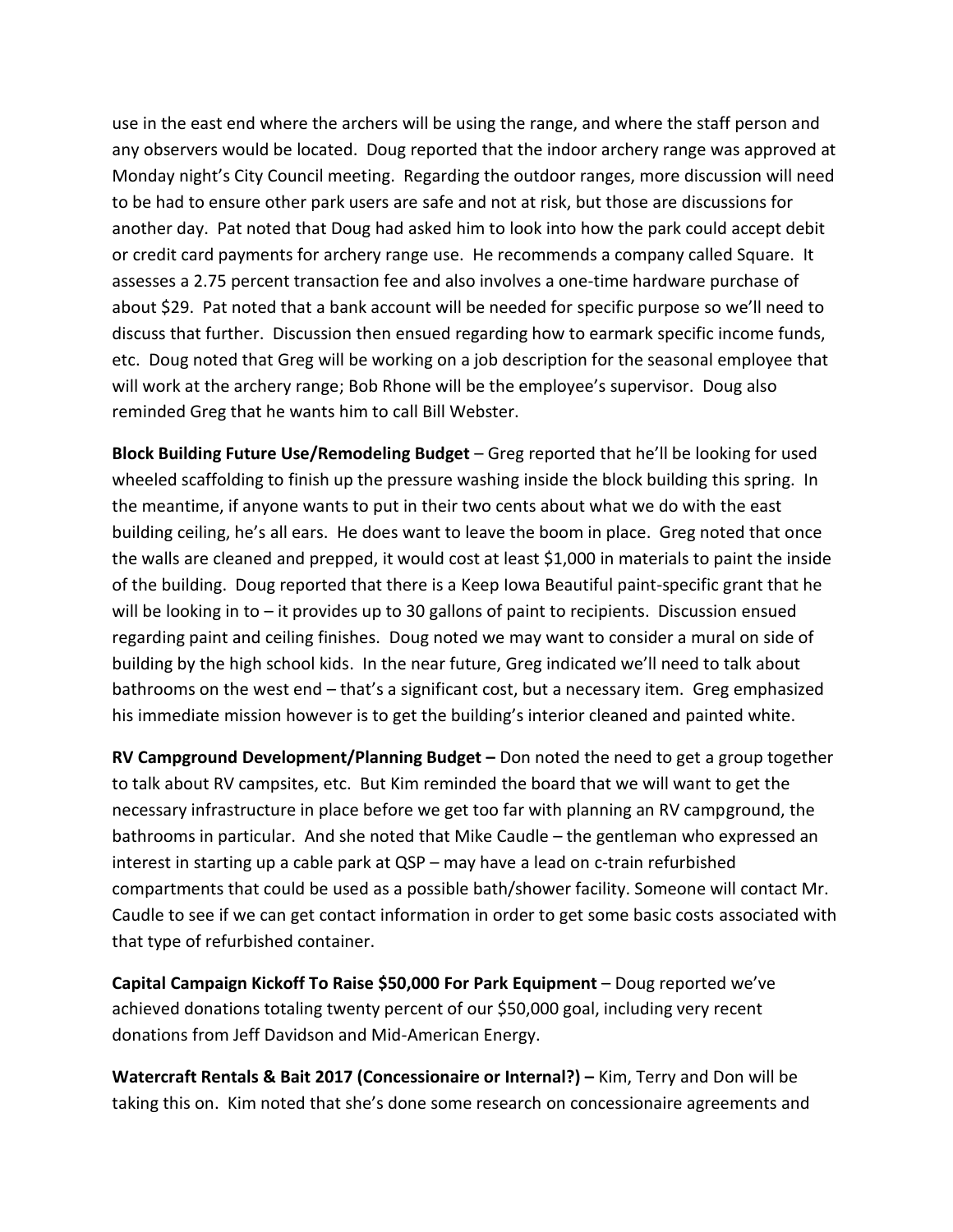use in the east end where the archers will be using the range, and where the staff person and any observers would be located. Doug reported that the indoor archery range was approved at Monday night's City Council meeting. Regarding the outdoor ranges, more discussion will need to be had to ensure other park users are safe and not at risk, but those are discussions for another day. Pat noted that Doug had asked him to look into how the park could accept debit or credit card payments for archery range use. He recommends a company called Square. It assesses a 2.75 percent transaction fee and also involves a one-time hardware purchase of about $29. Pat noted that a bank account will be needed for specific purpose so we'll need to discuss that further. Discussion then ensued regarding how to earmark specific income funds, etc. Doug noted that Greg will be working on a job description for the seasonal employee that will work at the archery range; Bob Rhone will be the employee's supervisor. Doug also reminded Greg that he wants him to call Bill Webster.

**Block Building Future Use/Remodeling Budget** – Greg reported that he'll be looking for used wheeled scaffolding to finish up the pressure washing inside the block building this spring. In the meantime, if anyone wants to put in their two cents about what we do with the east building ceiling, he's all ears. He does want to leave the boom in place. Greg noted that once the walls are cleaned and prepped, it would cost at least $1,000 in materials to paint the inside of the building. Doug reported that there is a Keep Iowa Beautiful paint-specific grant that he will be looking in to – it provides up to 30 gallons of paint to recipients. Discussion ensued regarding paint and ceiling finishes. Doug noted we may want to consider a mural on side of building by the high school kids. In the near future, Greg indicated we'll need to talk about bathrooms on the west end – that's a significant cost, but a necessary item. Greg emphasized his immediate mission however is to get the building's interior cleaned and painted white.

**RV Campground Development/Planning Budget –** Don noted the need to get a group together to talk about RV campsites, etc. But Kim reminded the board that we will want to get the necessary infrastructure in place before we get too far with planning an RV campground, the bathrooms in particular. And she noted that Mike Caudle – the gentleman who expressed an interest in starting up a cable park at QSP – may have a lead on c-train refurbished compartments that could be used as a possible bath/shower facility. Someone will contact Mr. Caudle to see if we can get contact information in order to get some basic costs associated with that type of refurbished container.

**Capital Campaign Kickoff To Raise $50,000 For Park Equipment** – Doug reported we've achieved donations totaling twenty percent of our $50,000 goal, including very recent donations from Jeff Davidson and Mid-American Energy.

**Watercraft Rentals & Bait 2017 (Concessionaire or Internal?) –** Kim, Terry and Don will be taking this on. Kim noted that she's done some research on concessionaire agreements and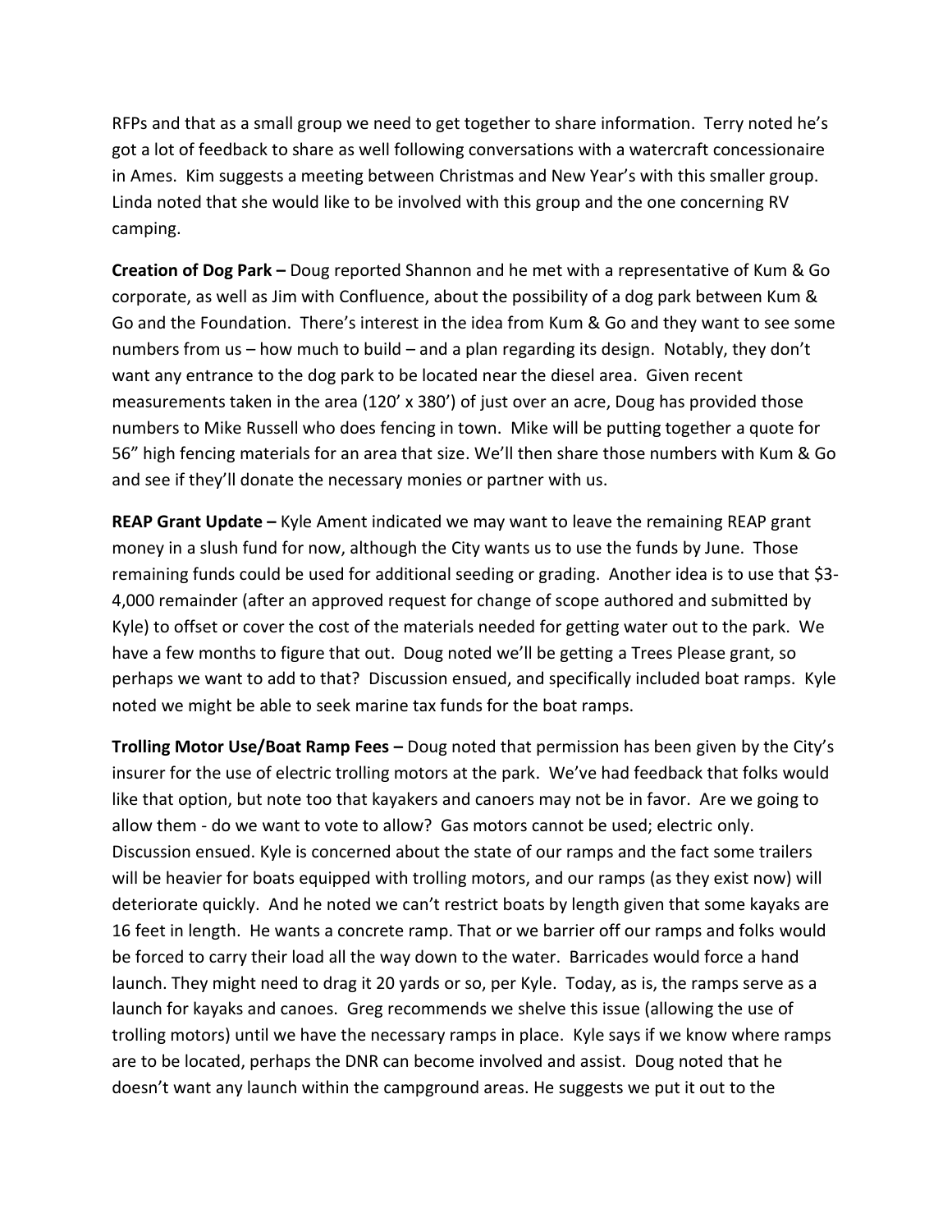RFPs and that as a small group we need to get together to share information. Terry noted he's got a lot of feedback to share as well following conversations with a watercraft concessionaire in Ames. Kim suggests a meeting between Christmas and New Year's with this smaller group. Linda noted that she would like to be involved with this group and the one concerning RV camping.

**Creation of Dog Park –** Doug reported Shannon and he met with a representative of Kum & Go corporate, as well as Jim with Confluence, about the possibility of a dog park between Kum & Go and the Foundation. There's interest in the idea from Kum & Go and they want to see some numbers from us – how much to build – and a plan regarding its design. Notably, they don't want any entrance to the dog park to be located near the diesel area. Given recent measurements taken in the area (120' x 380') of just over an acre, Doug has provided those numbers to Mike Russell who does fencing in town. Mike will be putting together a quote for 56" high fencing materials for an area that size. We'll then share those numbers with Kum & Go and see if they'll donate the necessary monies or partner with us.

**REAP Grant Update –** Kyle Ament indicated we may want to leave the remaining REAP grant money in a slush fund for now, although the City wants us to use the funds by June. Those remaining funds could be used for additional seeding or grading. Another idea is to use that $3-4,000 remainder (after an approved request for change of scope authored and submitted by Kyle) to offset or cover the cost of the materials needed for getting water out to the park. We have a few months to figure that out. Doug noted we'll be getting a Trees Please grant, so perhaps we want to add to that? Discussion ensued, and specifically included boat ramps. Kyle noted we might be able to seek marine tax funds for the boat ramps.

**Trolling Motor Use/Boat Ramp Fees –** Doug noted that permission has been given by the City's insurer for the use of electric trolling motors at the park. We've had feedback that folks would like that option, but note too that kayakers and canoers may not be in favor. Are we going to allow them - do we want to vote to allow? Gas motors cannot be used; electric only. Discussion ensued. Kyle is concerned about the state of our ramps and the fact some trailers will be heavier for boats equipped with trolling motors, and our ramps (as they exist now) will deteriorate quickly. And he noted we can't restrict boats by length given that some kayaks are 16 feet in length. He wants a concrete ramp. That or we barrier off our ramps and folks would be forced to carry their load all the way down to the water. Barricades would force a hand launch. They might need to drag it 20 yards or so, per Kyle. Today, as is, the ramps serve as a launch for kayaks and canoes. Greg recommends we shelve this issue (allowing the use of trolling motors) until we have the necessary ramps in place. Kyle says if we know where ramps are to be located, perhaps the DNR can become involved and assist. Doug noted that he doesn't want any launch within the campground areas. He suggests we put it out to the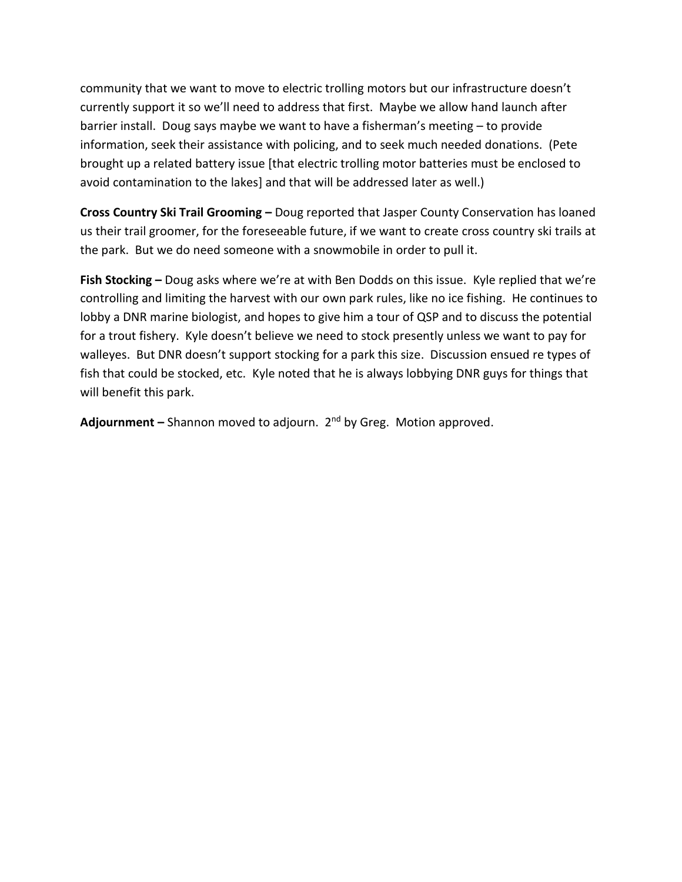community that we want to move to electric trolling motors but our infrastructure doesn't currently support it so we'll need to address that first. Maybe we allow hand launch after barrier install. Doug says maybe we want to have a fisherman's meeting – to provide information, seek their assistance with policing, and to seek much needed donations. (Pete brought up a related battery issue [that electric trolling motor batteries must be enclosed to avoid contamination to the lakes] and that will be addressed later as well.)

**Cross Country Ski Trail Grooming –** Doug reported that Jasper County Conservation has loaned us their trail groomer, for the foreseeable future, if we want to create cross country ski trails at the park. But we do need someone with a snowmobile in order to pull it.

**Fish Stocking –** Doug asks where we're at with Ben Dodds on this issue. Kyle replied that we're controlling and limiting the harvest with our own park rules, like no ice fishing. He continues to lobby a DNR marine biologist, and hopes to give him a tour of QSP and to discuss the potential for a trout fishery. Kyle doesn't believe we need to stock presently unless we want to pay for walleyes. But DNR doesn't support stocking for a park this size. Discussion ensued re types of fish that could be stocked, etc. Kyle noted that he is always lobbying DNR guys for things that will benefit this park.

**Adjournment –** Shannon moved to adjourn. 2nd by Greg. Motion approved.